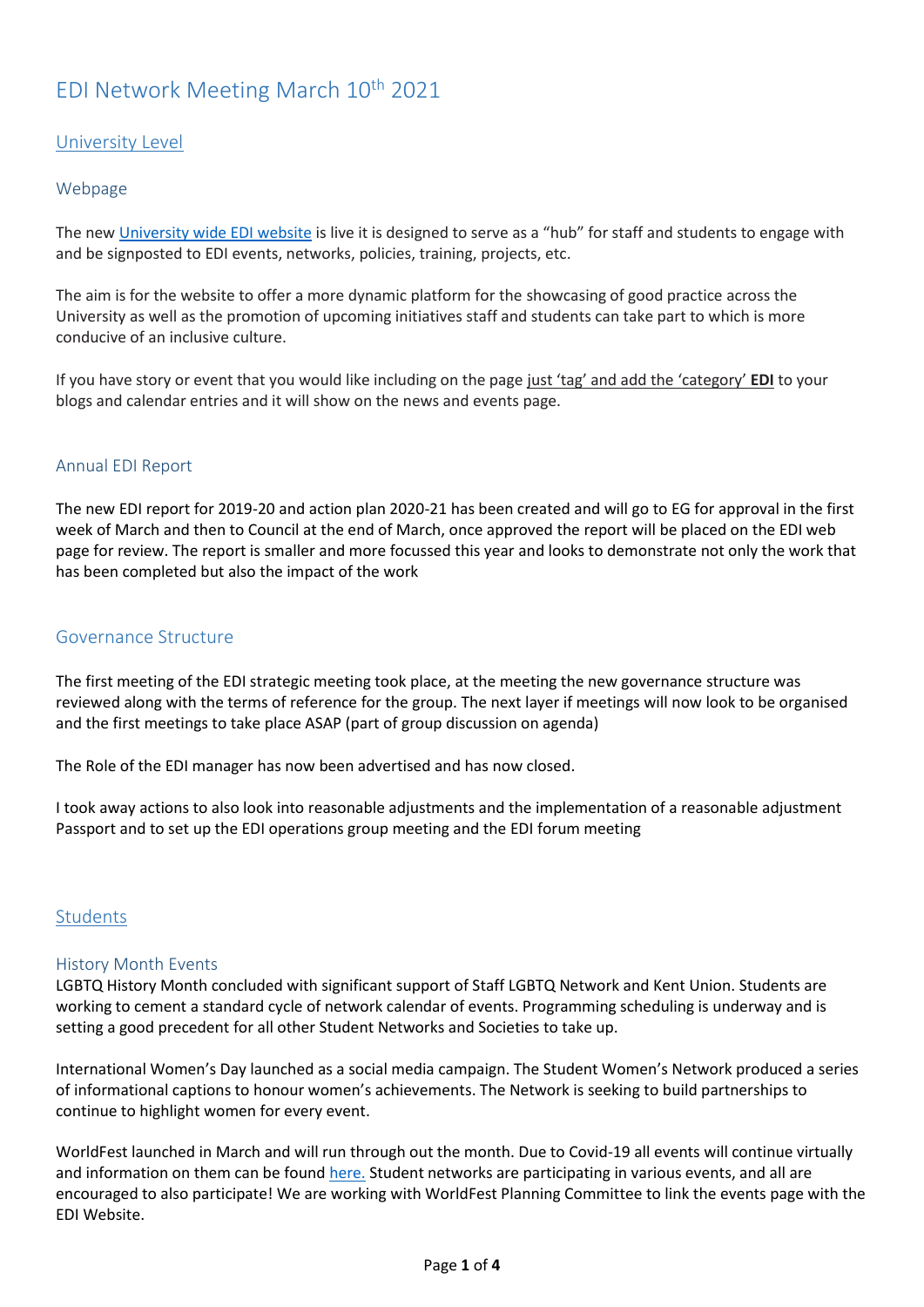# EDI Network Meeting March 10th 2021

## University Level

### Webpage

The new University wide EDI website is live it is designed to serve as a "hub" for staff and students to engage with and be signposted to EDI events, networks, policies, training, projects, etc.

The aim is for the website to offer a more dynamic platform for the showcasing of good practice across the University as well as the promotion of upcoming initiatives staff and students can take part to which is more conducive of an inclusive culture.

If you have story or event that you would like including on the page just 'tag' and add the 'category' **EDI** to your blogs and calendar entries and it will show on the news and events page.

### Annual EDI Report

The new EDI report for 2019-20 and action plan 2020-21 has been created and will go to EG for approval in the first week of March and then to Council at the end of March, once approved the report will be placed on the EDI web page for review. The report is smaller and more focussed this year and looks to demonstrate not only the work that has been completed but also the impact of the work

### Governance Structure

The first meeting of the EDI strategic meeting took place, at the meeting the new governance structure was reviewed along with the terms of reference for the group. The next layer if meetings will now look to be organised and the first meetings to take place ASAP (part of group discussion on agenda)

The Role of the EDI manager has now been advertised and has now closed.

I took away actions to also look into reasonable adjustments and the implementation of a reasonable adjustment Passport and to set up the EDI operations group meeting and the EDI forum meeting

## Students

### History Month Events

LGBTQ History Month concluded with significant support of Staff LGBTQ Network and Kent Union. Students are working to cement a standard cycle of network calendar of events. Programming scheduling is underway and is setting a good precedent for all other Student Networks and Societies to take up.

International Women's Day launched as a social media campaign. The Student Women's Network produced a series of informational captions to honour women's achievements. The Network is seeking to build partnerships to continue to highlight women for every event.

WorldFest launched in March and will run through out the month. Due to Covid-19 all events will continue virtually and information on them can be found here. Student networks are participating in various events, and all are encouraged to also participate! We are working with WorldFest Planning Committee to link the events page with the EDI Website.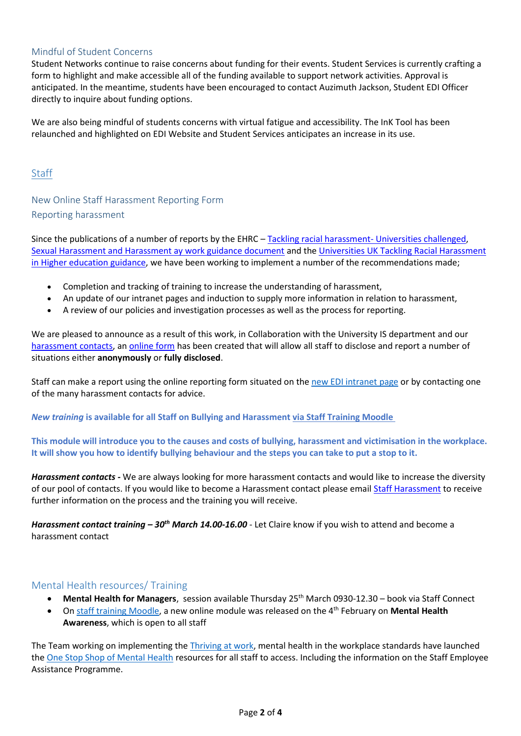## Mindful of Student Concerns

Student Networks continue to raise concerns about funding for their events. Student Services is currently crafting a form to highlight and make accessible all of the funding available to support network activities. Approval is anticipated. In the meantime, students have been encouraged to contact Auzimuth Jackson, Student EDI Officer directly to inquire about funding options.

We are also being mindful of students concerns with virtual fatigue and accessibility. The InK Tool has been relaunched and highlighted on EDI Website and Student Services anticipates an increase in its use.

# Staff

## New Online Staff Harassment Reporting Form

## Reporting harassment

Since the publications of a number of reports by the EHRC – Tackling racial harassment- Universities challenged, Sexual Harassment and Harassment ay work guidance document and the Universities UK Tackling Racial Harassment in Higher education guidance, we have been working to implement a number of the recommendations made;

- Completion and tracking of training to increase the understanding of harassment,
- An update of our intranet pages and induction to supply more information in relation to harassment,
- A review of our policies and investigation processes as well as the process for reporting.

We are pleased to announce as a result of this work, in Collaboration with the University IS department and our harassment contacts, an online form has been created that will allow all staff to disclose and report a number of situations either **anonymously** or **fully disclosed**.

Staff can make a report using the online reporting form situated on the new EDI intranet page or by contacting one of the many harassment contacts for advice.

***New training* is available for all Staff on Bullying and Harassment via Staff Training Moodle**

**This module will introduce you to the causes and costs of bullying, harassment and victimisation in the workplace. It will show you how to identify bullying behaviour and the steps you can take to put a stop to it.**

***Harassment contacts -*** We are always looking for more harassment contacts and would like to increase the diversity of our pool of contacts. If you would like to become a Harassment contact please email Staff Harassment to receive further information on the process and the training you will receive.

***Harassment contact training – 30th March 14.00-16.00*** - Let Claire know if you wish to attend and become a harassment contact

## Mental Health resources/ Training

- **Mental Health for Managers**, session available Thursday 25th March 0930-12.30 – book via Staff Connect
- On staff training Moodle, a new online module was released on the 4th February on **Mental Health Awareness**, which is open to all staff

The Team working on implementing the Thriving at work, mental health in the workplace standards have launched the One Stop Shop of Mental Health resources for all staff to access. Including the information on the Staff Employee Assistance Programme.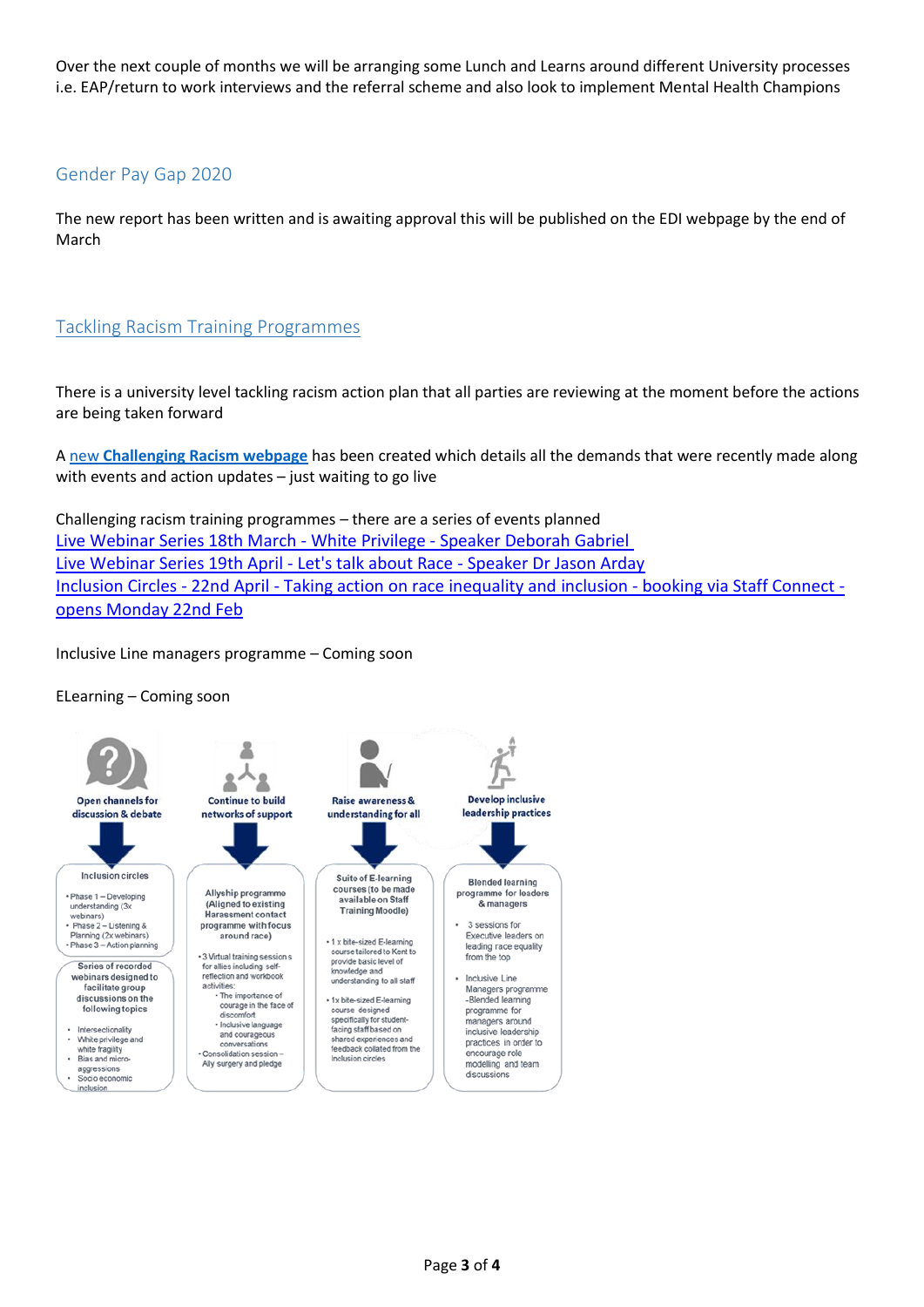Over the next couple of months we will be arranging some Lunch and Learns around different University processes i.e. EAP/return to work interviews and the referral scheme and also look to implement Mental Health Champions

## Gender Pay Gap 2020

The new report has been written and is awaiting approval this will be published on the EDI webpage by the end of March

## Tackling Racism Training Programmes

There is a university level tackling racism action plan that all parties are reviewing at the moment before the actions are being taken forward

A new **Challenging Racism webpage** has been created which details all the demands that were recently made along with events and action updates – just waiting to go live

Challenging racism training programmes – there are a series of events planned
Live Webinar Series 18th March - White Privilege - Speaker Deborah Gabriel
Live Webinar Series 19th April - Let's talk about Race - Speaker Dr Jason Arday
Inclusion Circles - 22nd April - Taking action on race inequality and inclusion - booking via Staff Connect - opens Monday 22nd Feb

Inclusive Line managers programme – Coming soon

ELearning – Coming soon

**Open channels for discussion & debate**

Inclusion circles
- Phase 1 – Developing understanding (3x webinars)
- Phase 2 – Listening & Planning (2x webinars)
- Phase 3 – Action planning

Series of recorded webinars designed to facilitate group discussions on the following topics
- Intersectionality
- White privilege and white fragility
- Bias and micro-aggressions
- Socio economic inclusion

**Continue to build networks of support**

Allyship programme (Aligned to existing Harassment contact programme with focus around race)
- 3 Virtual training sessions for allies including self-reflection and workbook activities:
  - The importance of courage in the face of discomfort
  - Inclusive language and courageous conversations
- Consolidation session – Ally surgery and pledge

**Raise awareness & understanding for all**

Suite of E-learning courses (to be made available on Staff Training Moodle)
- 1 x bite-sized E-learning course tailored to Kent to provide basic level of knowledge and understanding to all staff
- 1x bite-sized E-learning course designed specifically for student-facing staff based on shared experiences and feedback collated from the inclusion circles

**Develop inclusive leadership practices**

Blended learning programme for leaders & managers
- 3 sessions for Executive leaders on leading race equality from the top
- Inclusive Line Managers programme -Blended learning programme for managers around inclusive leadership practices in order to encourage role modelling and team discussions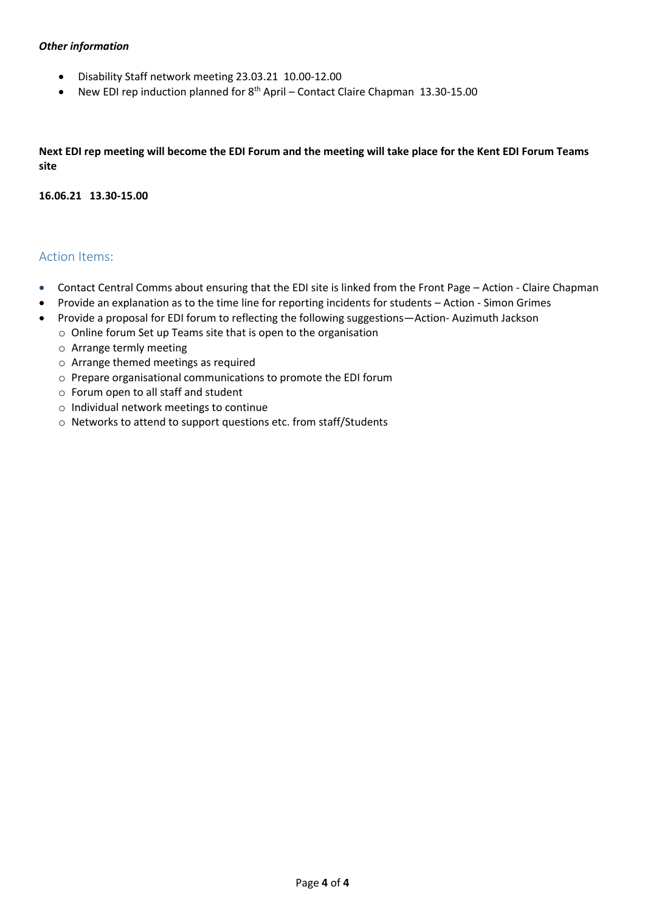***Other information***

- Disability Staff network meeting 23.03.21 10.00-12.00
- New EDI rep induction planned for 8th April – Contact Claire Chapman 13.30-15.00

**Next EDI rep meeting will become the EDI Forum and the meeting will take place for the Kent EDI Forum Teams site**

**16.06.21 13.30-15.00**

## Action Items:

- Contact Central Comms about ensuring that the EDI site is linked from the Front Page – Action - Claire Chapman
- Provide an explanation as to the time line for reporting incidents for students – Action - Simon Grimes
- Provide a proposal for EDI forum to reflecting the following suggestions—Action- Auzimuth Jackson
  - Online forum Set up Teams site that is open to the organisation
  - Arrange termly meeting
  - Arrange themed meetings as required
  - Prepare organisational communications to promote the EDI forum
  - Forum open to all staff and student
  - Individual network meetings to continue
  - Networks to attend to support questions etc. from staff/Students